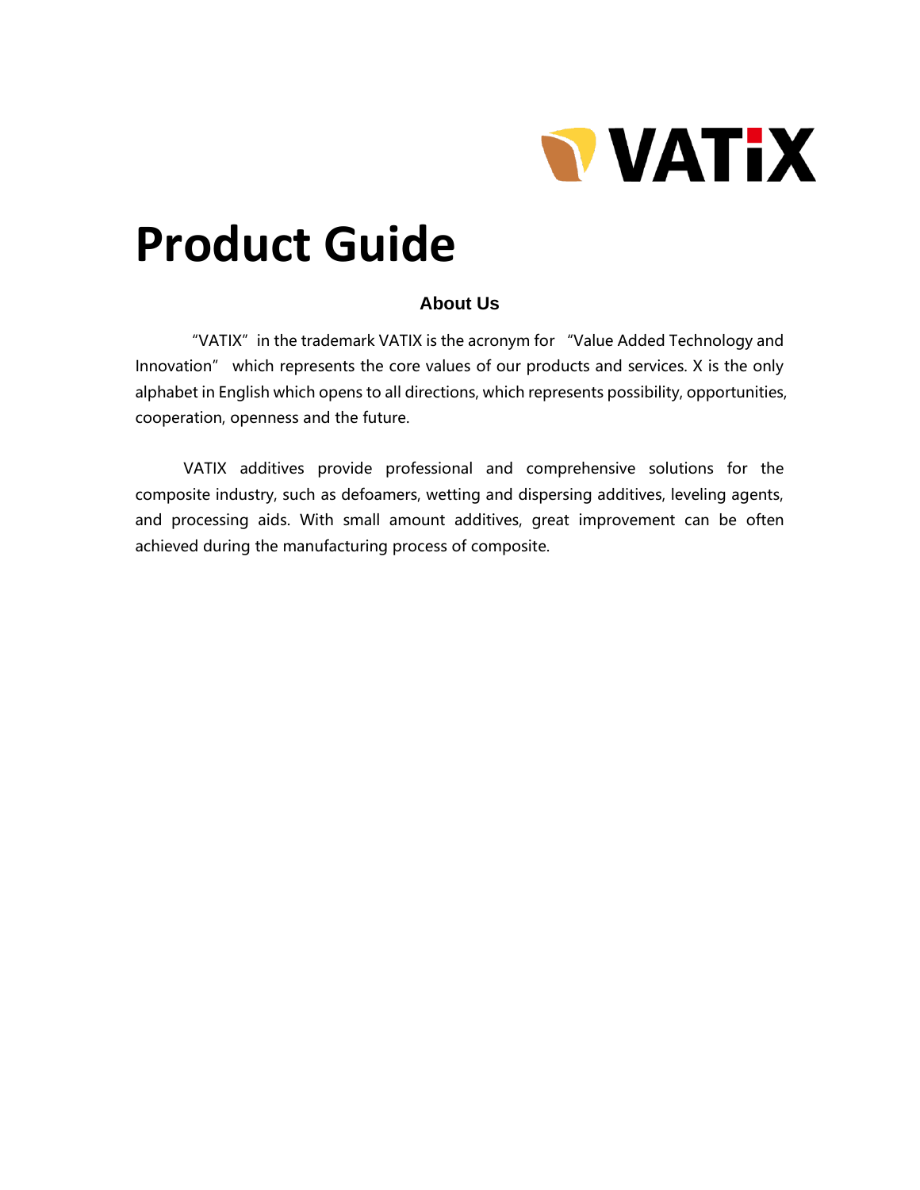VATiX

# Product Guide

## About Us

"VATIX" in the trademark VATIX is the acronym for "Value Added Technology and Innovation" which represents the core values of our products and services. X is the only alphabet in English which opens to all directions, which represents possibility, opportunities, cooperation, openness and the future.

VATIX additives provide professional and comprehensive solutions for the composite industry, such as defoamers, wetting and dispersing additives, leveling agents, and processing aids. With small amount additives, great improvement can be often achieved during the manufacturing process of composite.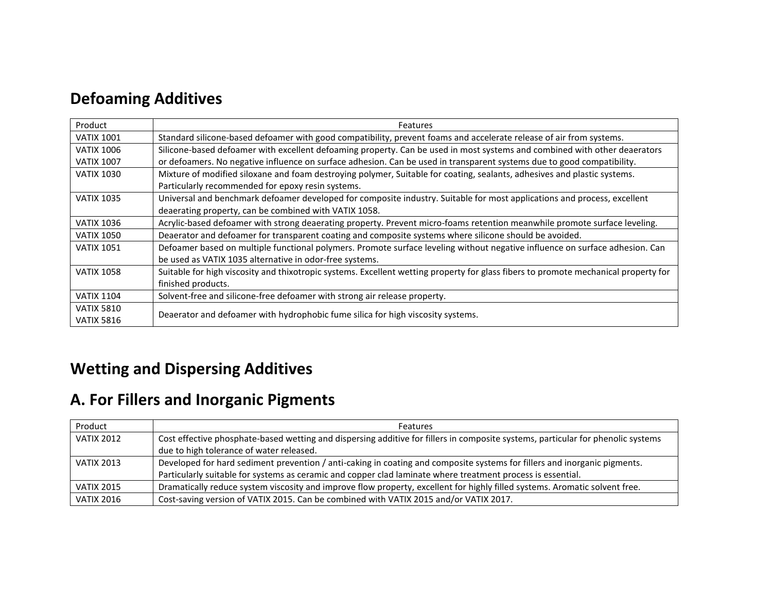## Defoaming Additives

| Product | Features |
|---|---|
| VATIX 1001 | Standard silicone-based defoamer with good compatibility, prevent foams and accelerate release of air from systems. |
| VATIX 1006<br>VATIX 1007 | Silicone-based defoamer with excellent defoaming property. Can be used in most systems and combined with other deaerators or defoamers. No negative influence on surface adhesion. Can be used in transparent systems due to good compatibility. |
| VATIX 1030 | Mixture of modified siloxane and foam destroying polymer, Suitable for coating, sealants, adhesives and plastic systems. Particularly recommended for epoxy resin systems. |
| VATIX 1035 | Universal and benchmark defoamer developed for composite industry. Suitable for most applications and process, excellent deaerating property, can be combined with VATIX 1058. |
| VATIX 1036 | Acrylic-based defoamer with strong deaerating property. Prevent micro-foams retention meanwhile promote surface leveling. |
| VATIX 1050 | Deaerator and defoamer for transparent coating and composite systems where silicone should be avoided. |
| VATIX 1051 | Defoamer based on multiple functional polymers. Promote surface leveling without negative influence on surface adhesion. Can be used as VATIX 1035 alternative in odor-free systems. |
| VATIX 1058 | Suitable for high viscosity and thixotropic systems. Excellent wetting property for glass fibers to promote mechanical property for finished products. |
| VATIX 1104 | Solvent-free and silicone-free defoamer with strong air release property. |
| VATIX 5810<br>VATIX 5816 | Deaerator and defoamer with hydrophobic fume silica for high viscosity systems. |

## Wetting and Dispersing Additives

## A. For Fillers and Inorganic Pigments

| Product | Features |
|---|---|
| VATIX 2012 | Cost effective phosphate-based wetting and dispersing additive for fillers in composite systems, particular for phenolic systems due to high tolerance of water released. |
| VATIX 2013 | Developed for hard sediment prevention / anti-caking in coating and composite systems for fillers and inorganic pigments. Particularly suitable for systems as ceramic and copper clad laminate where treatment process is essential. |
| VATIX 2015 | Dramatically reduce system viscosity and improve flow property, excellent for highly filled systems. Aromatic solvent free. |
| VATIX 2016 | Cost-saving version of VATIX 2015. Can be combined with VATIX 2015 and/or VATIX 2017. |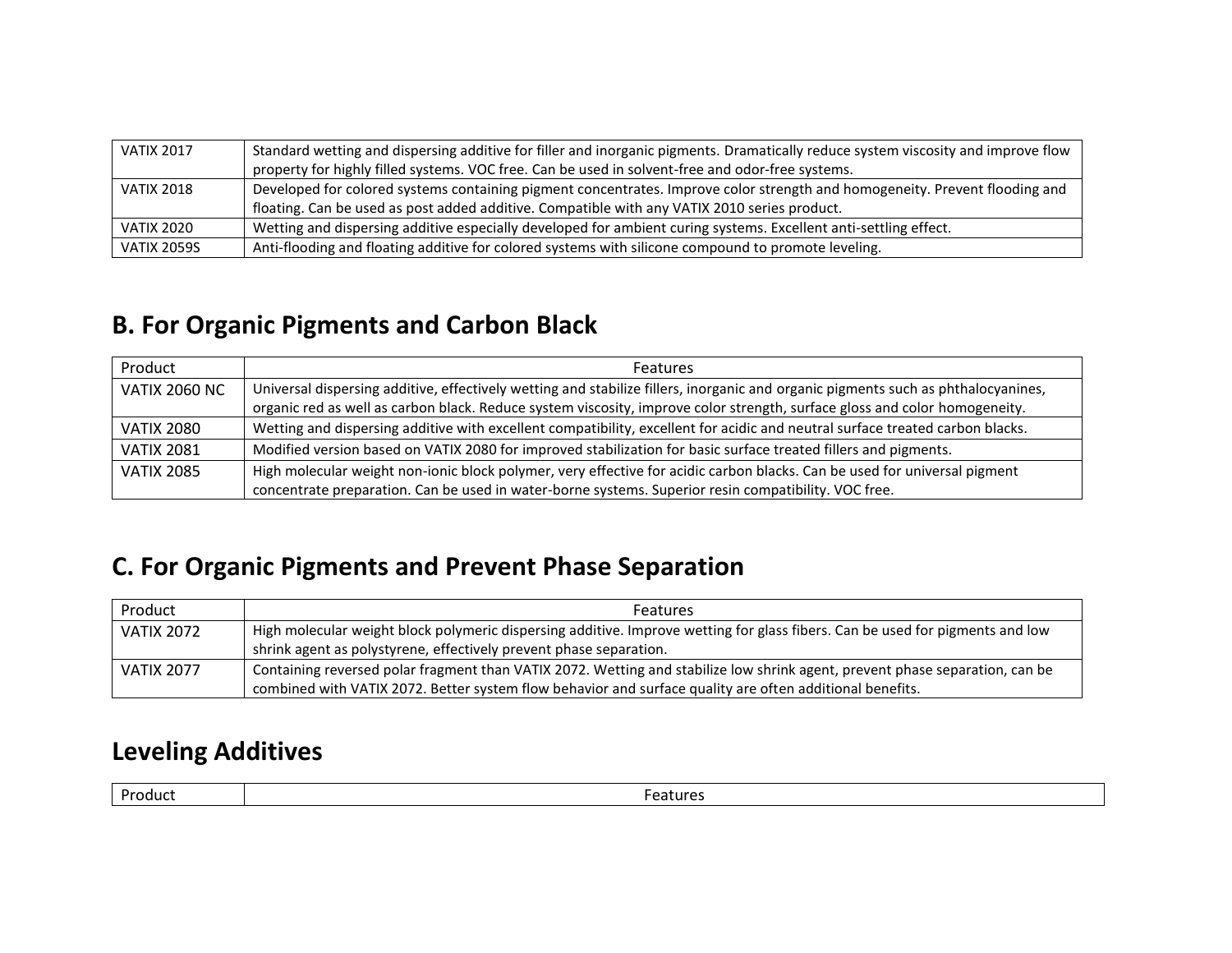| | |
|---|---|
| VATIX 2017 | Standard wetting and dispersing additive for filler and inorganic pigments. Dramatically reduce system viscosity and improve flow property for highly filled systems. VOC free. Can be used in solvent-free and odor-free systems. |
| VATIX 2018 | Developed for colored systems containing pigment concentrates. Improve color strength and homogeneity. Prevent flooding and floating. Can be used as post added additive. Compatible with any VATIX 2010 series product. |
| VATIX 2020 | Wetting and dispersing additive especially developed for ambient curing systems. Excellent anti-settling effect. |
| VATIX 2059S | Anti-flooding and floating additive for colored systems with silicone compound to promote leveling. |

## B. For Organic Pigments and Carbon Black

| Product | Features |
|---|---|
| VATIX 2060 NC | Universal dispersing additive, effectively wetting and stabilize fillers, inorganic and organic pigments such as phthalocyanines, organic red as well as carbon black. Reduce system viscosity, improve color strength, surface gloss and color homogeneity. |
| VATIX 2080 | Wetting and dispersing additive with excellent compatibility, excellent for acidic and neutral surface treated carbon blacks. |
| VATIX 2081 | Modified version based on VATIX 2080 for improved stabilization for basic surface treated fillers and pigments. |
| VATIX 2085 | High molecular weight non-ionic block polymer, very effective for acidic carbon blacks. Can be used for universal pigment concentrate preparation. Can be used in water-borne systems. Superior resin compatibility. VOC free. |

## C. For Organic Pigments and Prevent Phase Separation

| Product | Features |
|---|---|
| VATIX 2072 | High molecular weight block polymeric dispersing additive. Improve wetting for glass fibers. Can be used for pigments and low shrink agent as polystyrene, effectively prevent phase separation. |
| VATIX 2077 | Containing reversed polar fragment than VATIX 2072. Wetting and stabilize low shrink agent, prevent phase separation, can be combined with VATIX 2072. Better system flow behavior and surface quality are often additional benefits. |

## Leveling Additives

| Product | Features |
|---|---|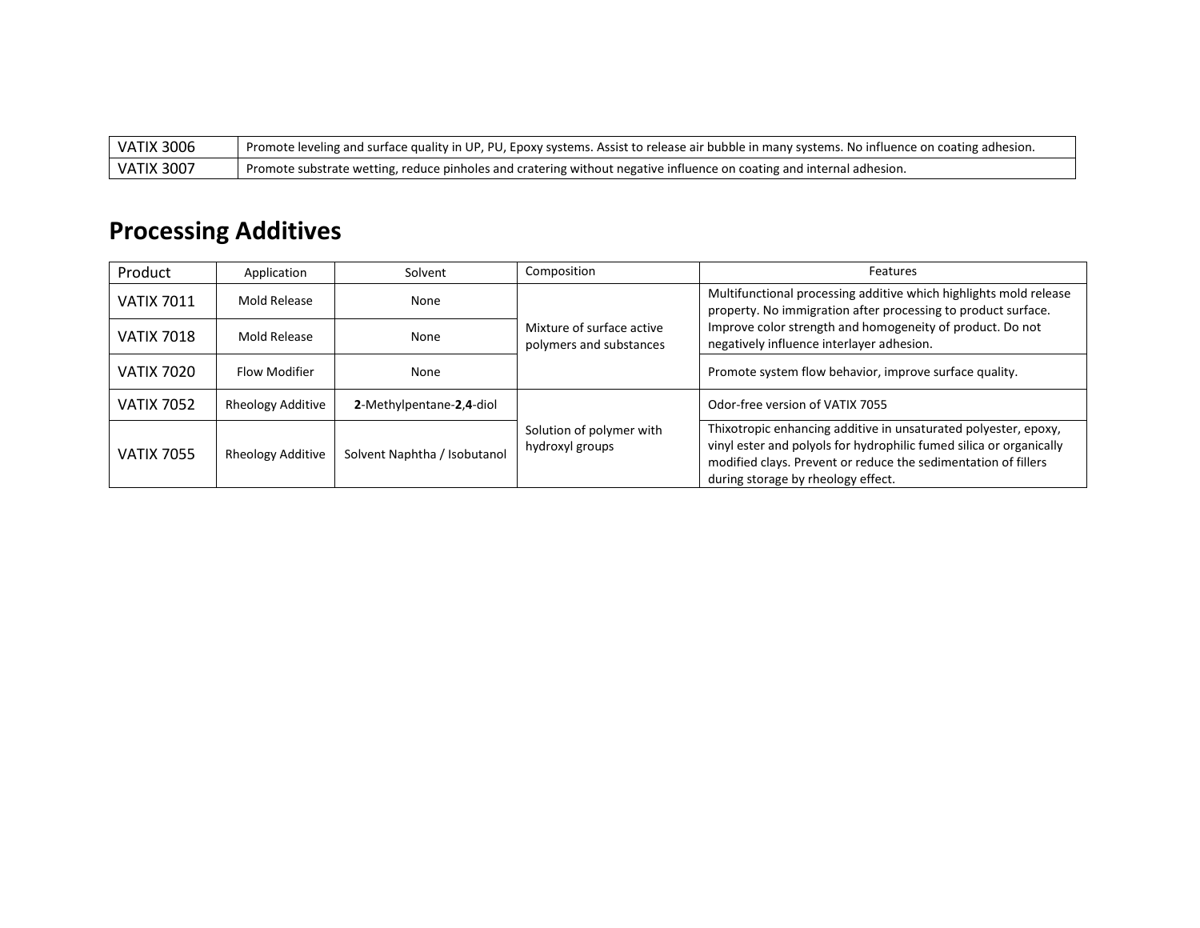| | |
|---|---|
| VATIX 3006 | Promote leveling and surface quality in UP, PU, Epoxy systems. Assist to release air bubble in many systems. No influence on coating adhesion. |
| VATIX 3007 | Promote substrate wetting, reduce pinholes and cratering without negative influence on coating and internal adhesion. |

## Processing Additives

| Product | Application | Solvent | Composition | Features |
|---|---|---|---|---|
| VATIX 7011 | Mold Release | None | Mixture of surface active polymers and substances | Multifunctional processing additive which highlights mold release property. No immigration after processing to product surface. Improve color strength and homogeneity of product. Do not negatively influence interlayer adhesion. |
| VATIX 7018 | Mold Release | None | | |
| VATIX 7020 | Flow Modifier | None | | Promote system flow behavior, improve surface quality. |
| VATIX 7052 | Rheology Additive | **2**-Methylpentane-**2**,**4**-diol | Solution of polymer with hydroxyl groups | Odor-free version of VATIX 7055 |
| VATIX 7055 | Rheology Additive | Solvent Naphtha / Isobutanol | | Thixotropic enhancing additive in unsaturated polyester, epoxy, vinyl ester and polyols for hydrophilic fumed silica or organically modified clays. Prevent or reduce the sedimentation of fillers during storage by rheology effect. |